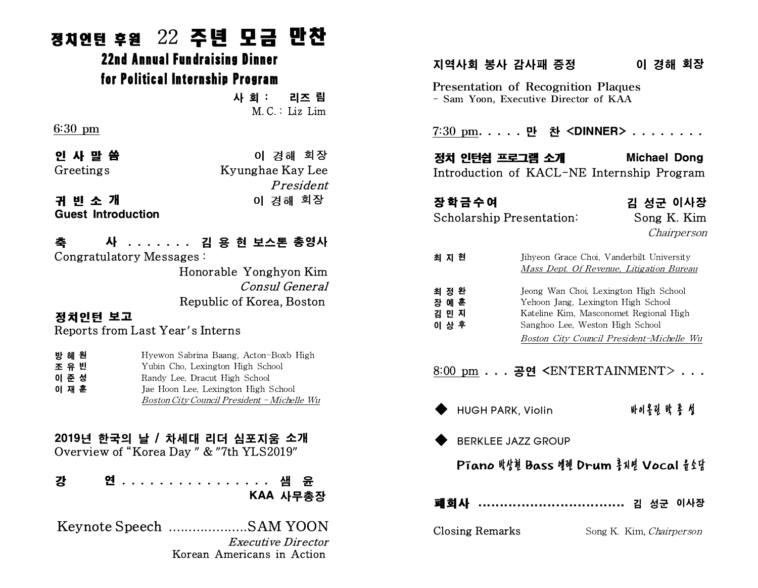# 정치인턴 후원 22 주년 모금 만찬

## 22nd Annual Fundraising Dinner for Political Internship Program

사 회 : 리즈 림
M.C. : Liz Lim

6:30 pm

**인 사 말 씀** — 이 경해 회장
Greetings — Kyunghae Kay Lee, *President*

**귀 빈 소 개** — 이 경해 회장
**Guest Introduction**

**축 사 . . . . . . . 김 용 현 보스톤 총영사**
Congratulatory Messages :
Honorable Yonghyon Kim
*Consul General*
Republic of Korea, Boston

**정치인턴 보고**
Reports from Last Year's Interns

| | |
|---|---|
| 방 혜 원 | Hyewon Sabrina Baang, Acton-Boxb High |
| 조 유 빈 | Yubin Cho, Lexington High School |
| 이 준 성 | Randy Lee, Dracut High School |
| 이 재 훈 | Jae Hoon Lee, Lexington High School |
| | *Boston City Council President - Michelle Wu* |

**2019년 한국의 날 / 차세대 리더 심포지움 소개**
Overview of "Korea Day" & "7th YLS2019"

**강 연 . . . . . . . . . . . . . . . . 샘 윤**
**KAA 사무총장**

Keynote Speech ....................SAM YOON
*Executive Director*
Korean Americans in Action

**지역사회 봉사 감사패 증정** — **이 경해 회장**

Presentation of Recognition Plaques
- Sam Yoon, Executive Director of KAA

7:30 pm. . . . . **만 찬 <DINNER>** . . . . . . . .

**정치 인턴쉽 프로그램 소개** — **Michael Dong**
Introduction of KACL-NE Internship Program

**장학금수여** — **김 성군 이사장**
Scholarship Presentation: — Song K. Kim, *Chairperson*

| | |
|---|---|
| 최 지 현 | Jihyeon Grace Choi, Vanderbilt University |
| | *Mass Dept. Of Revenue, Litigation Bureau* |
| 최 정 완 | Jeong Wan Choi, Lexington High School |
| 장 예 훈 | Yehoon Jang, Lexington High School |
| 김 민 지 | Kateline Kim, Masconomet Regional High |
| 이 상 후 | Sanghoo Lee, Weston High School |
| | *Boston City Council President-Michelle Wu* |

8:00 pm . . . **공연** <ENTERTAINMENT> . . .

- HUGH PARK, Violin — 바이올린 박 종 성
- BERKLEE JAZZ GROUP

Piano 박상현 Bass 엘렌 Drum 홍지연 Vocal 윤소담

**폐회사 ................................ 김 성군 이사장**

Closing Remarks — Song K. Kim, *Chairperson*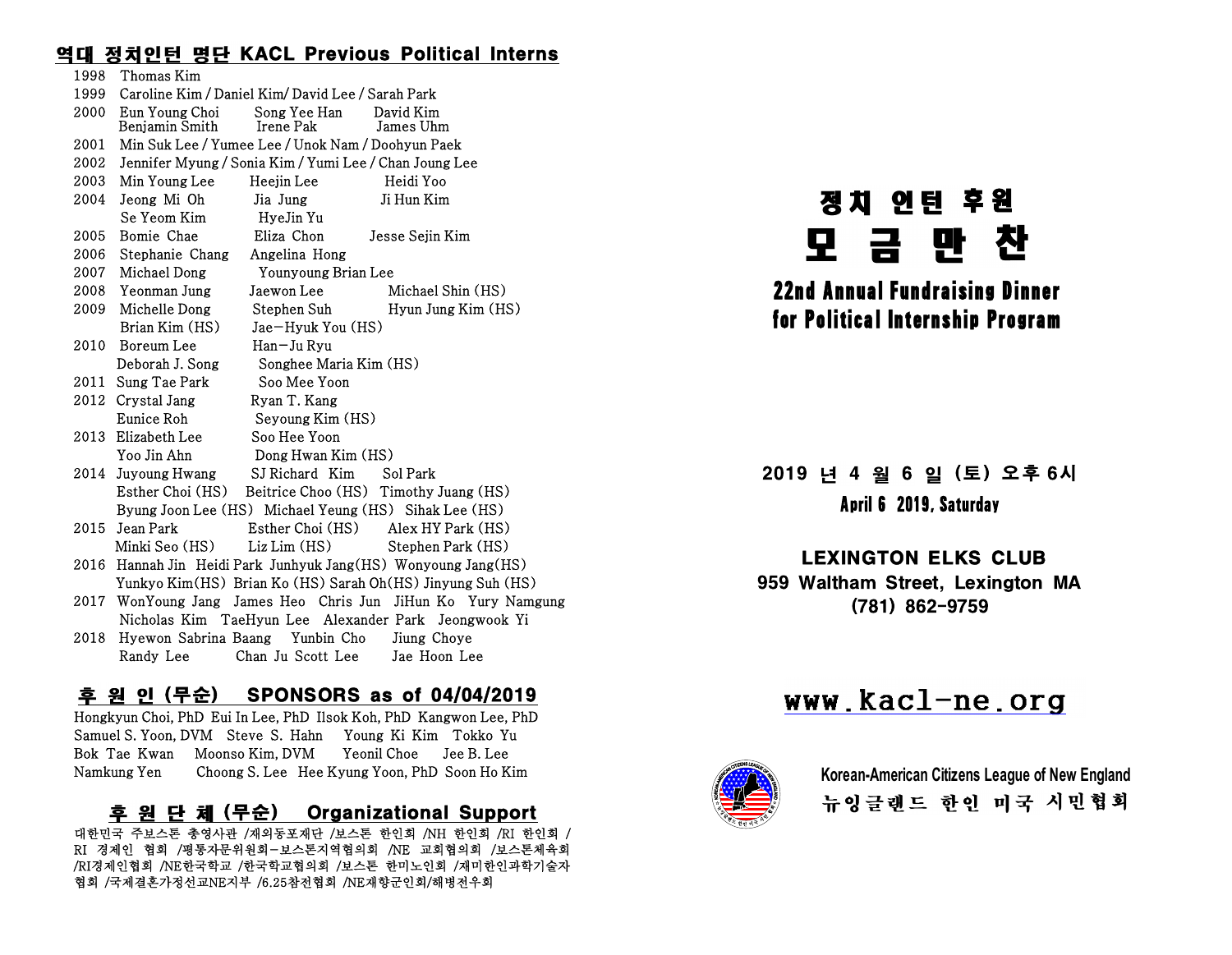## 역대 정치인턴 명단 KACL Previous Political Interns

1998 Thomas Kim
1999 Caroline Kim / Daniel Kim/ David Lee / Sarah Park
2000 Eun Young Choi Song Yee Han David Kim
Benjamin Smith Irene Pak James Uhm
2001 Min Suk Lee / Yumee Lee / Unok Nam / Doohyun Paek
2002 Jennifer Myung / Sonia Kim / Yumi Lee / Chan Joung Lee
2003 Min Young Lee Heejin Lee Heidi Yoo
2004 Jeong Mi Oh Jia Jung Ji Hun Kim
Se Yeom Kim HyeJin Yu
2005 Bomie Chae Eliza Chon Jesse Sejin Kim
2006 Stephanie Chang Angelina Hong
2007 Michael Dong Younyoung Brian Lee
2008 Yeonman Jung Jaewon Lee Michael Shin (HS)
2009 Michelle Dong Stephen Suh Hyun Jung Kim (HS)
Brian Kim (HS) Jae-Hyuk You (HS)
2010 Boreum Lee Han-Ju Ryu
Deborah J. Song Songhee Maria Kim (HS)
2011 Sung Tae Park Soo Mee Yoon
2012 Crystal Jang Ryan T. Kang
Eunice Roh Seyoung Kim (HS)
2013 Elizabeth Lee Soo Hee Yoon
Yoo Jin Ahn Dong Hwan Kim (HS)
2014 Juyoung Hwang SJ Richard Kim Sol Park
Esther Choi (HS) Beitrice Choo (HS) Timothy Juang (HS)
Byung Joon Lee (HS) Michael Yeung (HS) Sihak Lee (HS)
2015 Jean Park Esther Choi (HS) Alex HY Park (HS)
Minki Seo (HS) Liz Lim (HS) Stephen Park (HS)
2016 Hannah Jin Heidi Park Junhyuk Jang(HS) Wonyoung Jang(HS)
Yunkyo Kim(HS) Brian Ko (HS) Sarah Oh(HS) Jinyung Suh (HS)
2017 WonYoung Jang James Heo Chris Jun JiHun Ko Yury Namgung
Nicholas Kim TaeHyun Lee Alexander Park Jeongwook Yi
2018 Hyewon Sabrina Baang Yunbin Cho Jiung Choye
Randy Lee Chan Ju Scott Lee Jae Hoon Lee

## 후 원 인 (무순) SPONSORS as of 04/04/2019

Hongkyun Choi, PhD Eui In Lee, PhD Ilsok Koh, PhD Kangwon Lee, PhD
Samuel S. Yoon, DVM Steve S. Hahn Young Ki Kim Tokko Yu
Bok Tae Kwan Moonso Kim, DVM Yeonil Choe Jee B. Lee
Namkung Yen Choong S. Lee Hee Kyung Yoon, PhD Soon Ho Kim

## 후 원 단 체 (무순) Organizational Support

대한민국 주보스톤 총영사관 /재외동포재단 /보스톤 한인회 /NH 한인회 /RI 한인회 / RI 경제인 협회 /평통자문위원회-보스톤지역협의회 /NE 교회협의회 /보스톤체육회 /RI경제인협회 /NE한국학교 /한국학교협의회 /보스톤 한미노인회 /재미한인과학기술자 협회 /국제결혼가정선교NE지부 /6.25참전협회 /NE재향군인회/해병전우회

# 정치 인턴 후원
# 모 금 만 찬

## 22nd Annual Fundraising Dinner for Political Internship Program

**2019 년 4 월 6 일 (토) 오후 6시**
**April 6 2019, Saturday**

**LEXINGTON ELKS CLUB**
**959 Waltham Street, Lexington MA**
**(781) 862-9759**

www.kacl-ne.org

**Korean-American Citizens League of New England**
**뉴잉글랜드 한인 미국 시민협회**